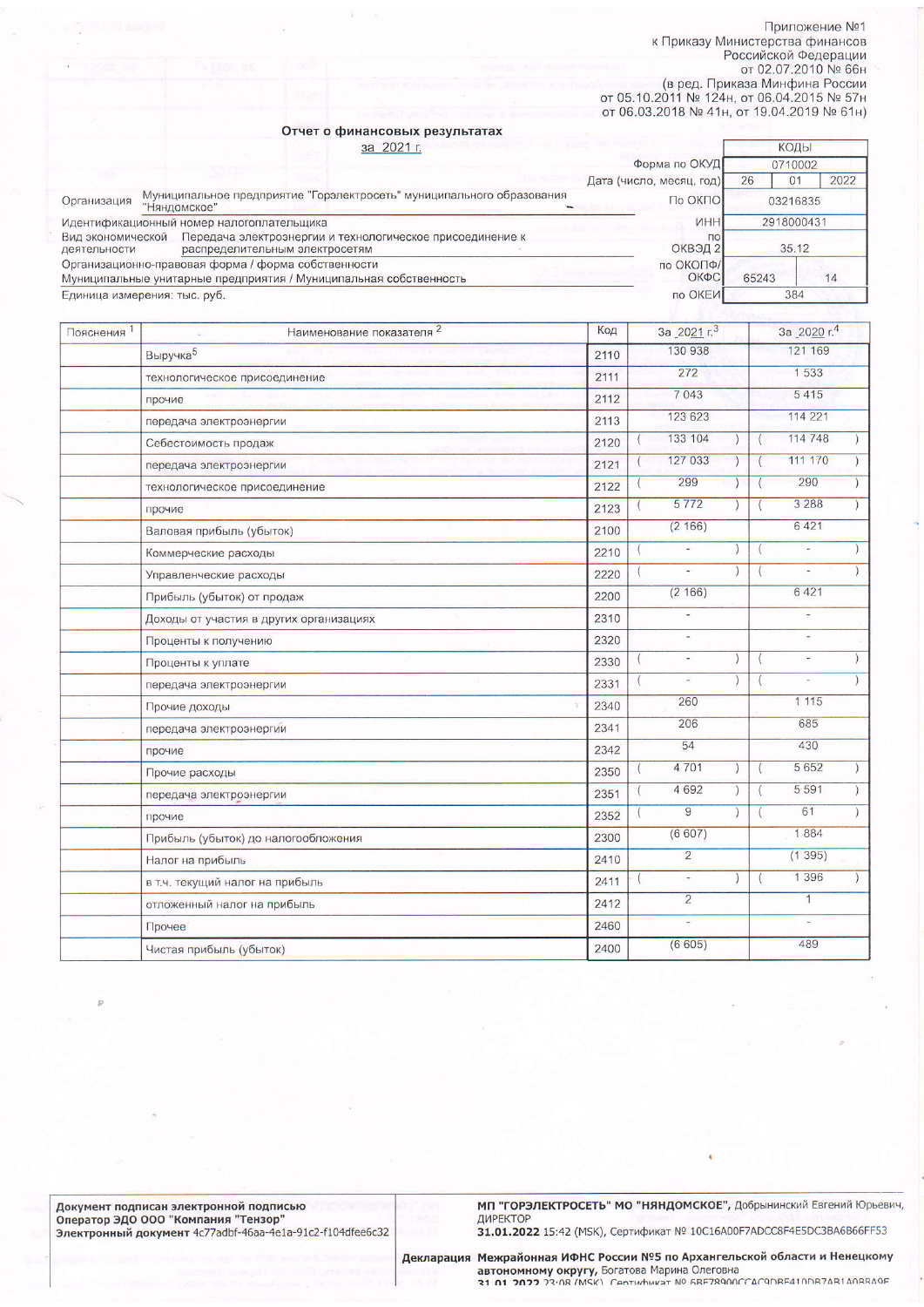Приложение №1
к Приказу Министерства финансов
Российской Федерации
от 02.07.2010 № 66н
(в ред. Приказа Минфина России
от 05.10.2011 № 124н, от 06.04.2015 № 57н
от 06.03.2018 № 41н, от 19.04.2019 № 61н)

# Отчет о финансовых результатах

за 2021 г.

| | | КОДЫ | | |
|---|---|---|---|---|
| | Форма по ОКУД | 0710002 | | |
| | Дата (число, месяц, год) | 26 | 01 | 2022 |
| Организация: Муниципальное предприятие "Горэлектросеть" муниципального образования "Няндомское" | По ОКПО | 03216835 | | |
| Идентификационный номер налогоплательщика | ИНН | 2918000431 | | |
| Вид экономической деятельности: Передача электроэнергии и технологическое присоединение к распределительным электросетям | по ОКВЭД 2 | 35.12 | | |
| Организационно-правовая форма / форма собственности: Муниципальные унитарные предприятия / Муниципальная собственность | по ОКОПФ/ОКФС | 65243 | 14 | |
| Единица измерения: тыс. руб. | по ОКЕИ | 384 | | |

| Пояснения [1] | Наименование показателя [2] | Код | За 2021 г.[3] | За 2020 г.[4] |
|---|---|---|---|---|
| | Выручка[5] | 2110 | 130 938 | 121 169 |
| | технологическое присоединение | 2111 | 272 | 1 533 |
| | прочие | 2112 | 7 043 | 5 415 |
| | передача электроэнергии | 2113 | 123 623 | 114 221 |
| | Себестоимость продаж | 2120 | ( 133 104 ) | ( 114 748 ) |
| | передача электроэнергии | 2121 | ( 127 033 ) | ( 111 170 ) |
| | технологическое присоединение | 2122 | ( 299 ) | ( 290 ) |
| | прочие | 2123 | ( 5 772 ) | ( 3 288 ) |
| | Валовая прибыль (убыток) | 2100 | (2 166) | 6 421 |
| | Коммерческие расходы | 2210 | ( - ) | ( - ) |
| | Управленческие расходы | 2220 | ( - ) | ( - ) |
| | Прибыль (убыток) от продаж | 2200 | (2 166) | 6 421 |
| | Доходы от участия в других организациях | 2310 | - | - |
| | Проценты к получению | 2320 | - | - |
| | Проценты к уплате | 2330 | ( - ) | ( - ) |
| | передача электроэнергии | 2331 | ( - ) | ( - ) |
| | Прочие доходы | 2340 | 260 | 1 115 |
| | передача электроэнергии | 2341 | 206 | 685 |
| | прочие | 2342 | 54 | 430 |
| | Прочие расходы | 2350 | ( 4 701 ) | ( 5 652 ) |
| | передача электроэнергии | 2351 | ( 4 692 ) | ( 5 591 ) |
| | прочие | 2352 | ( 9 ) | ( 61 ) |
| | Прибыль (убыток) до налогообложения | 2300 | (6 607) | 1 884 |
| | Налог на прибыль | 2410 | 2 | (1 395) |
| | в т.ч. текущий налог на прибыль | 2411 | ( - ) | ( 1 396 ) |
| | отложенный налог на прибыль | 2412 | 2 | 1 |
| | Прочее | 2460 | - | - |
| | Чистая прибыль (убыток) | 2400 | (6 605) | 489 |

Документ подписан электронной подписью
Оператор ЭДО ООО "Компания "Тензор"
Электронный документ 4c77adbf-46aa-4e1a-91c2-f104dfee6c32

МП "ГОРЭЛЕКТРОСЕТЬ" МО "НЯНДОМСКОЕ", Добрынинский Евгений Юрьевич, ДИРЕКТОР
31.01.2022 15:42 (MSK), Сертификат № 10C16A00F7ADCC8F4E5DC3BA6B66FF53

Декларация: Межрайонная ИФНС России №5 по Архангельской области и Ненецкому автономному округу, Богатова Марина Олеговна
31.01.2022 23:08 (MSK), Сертификат № 6BF78900CCAC9DBE410DB7AB1A0B8A9E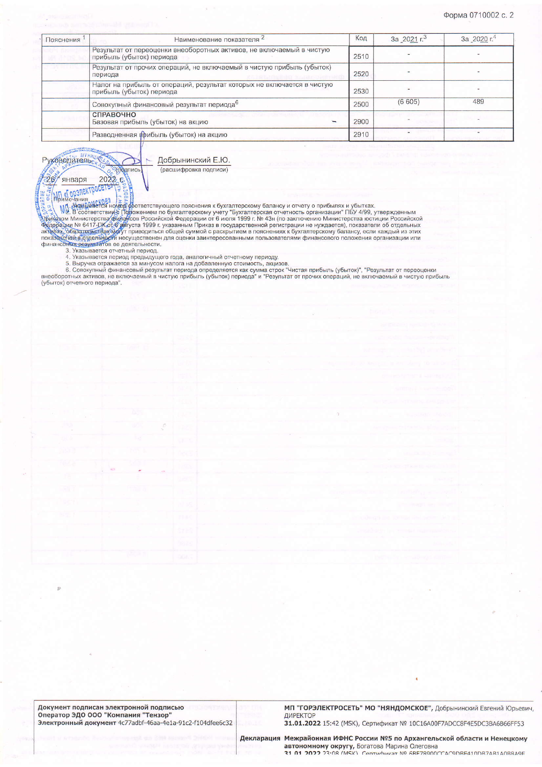Форма 0710002 с. 2

| Пояснения [1] | Наименование показателя [2] | Код | За 2021 г.[3] | За 2020 г.[4] |
|---|---|---|---|---|
| | Результат от переоценки внеоборотных активов, не включаемый в чистую прибыль (убыток) периода | 2510 | - | - |
| | Результат от прочих операций, не включаемый в чистую прибыль (убыток) периода | 2520 | - | - |
| | Налог на прибыль от операций, результат которых не включается в чистую прибыль (убыток) периода | 2530 | - | - |
| | Совокупный финансовый результат периода[6] | 2500 | (6 605) | 489 |
| | **СПРАВОЧНО** Базовая прибыль (убыток) на акцию | 2900 | - | - |
| | Разводненная прибыль (убыток) на акцию | 2910 | - | - |

Руководитель _________ (подпись) Добрынинский Е.Ю. (расшифровка подписи)

"26" января 2022 г.

Примечания

1. Указывается номер соответствующего пояснения к бухгалтерскому балансу и отчету о прибылях и убытках.
2. В соответствии с Положением по бухгалтерскому учету "Бухгалтерская отчетность организации" ПБУ 4/99, утвержденным Приказом Министерства финансов Российской Федерации от 6 июля 1999 г. № 43н (по заключению Министерства юстиции Российской Федерации № 6417-ПК от 6 августа 1999 г. указанным Приказ в государственной регистрации не нуждается), показатели об отдельных активах, обязательствах могут приводиться общей суммой с раскрытием в пояснениях к бухгалтерскому балансу, если каждый из этих показателей в отдельности несущественен для оценки заинтересованными пользователями финансового положения организации или финансовых результатов ее деятельности.
3. Указывается отчетный период.
4. Указывается период предыдущего года, аналогичный отчетному периоду.
5. Выручка отражается за минусом налога на добавленную стоимость, акцизов.
6. Совокупный финансовый результат периода определяется как сумма строк "Чистая прибыль (убыток)", "Результат от переоценки внеоборотных активов, не включаемый в чистую прибыль (убыток) периода" и "Результат от прочих операций, не включаемый в чистую прибыль (убыток) отчетного периода".

**Документ подписан электронной подписью**
**Оператор ЭДО ООО "Компания "Тензор"**
**Электронный документ** 4c77adbf-46aa-4e1a-91c2-f104dfee6c32

**МП "ГОРЭЛЕКТРОСЕТЬ" МО "НЯНДОМСКОЕ"**, Добрынинский Евгений Юрьевич, ДИРЕКТОР
**31.01.2022** 15:42 (MSK), Сертификат № 10C16A00F7ADCC8F4E5DC3BA6B66FF53

**Декларация** **Межрайонная ИФНС России №5 по Архангельской области и Ненецкому автономному округу**, Богатова Марина Олеговна
**31.01.2022** 23:08 (MSK), Сертификат № 6BE78900CCAC9DBE410DB7AB1A0B8A9E